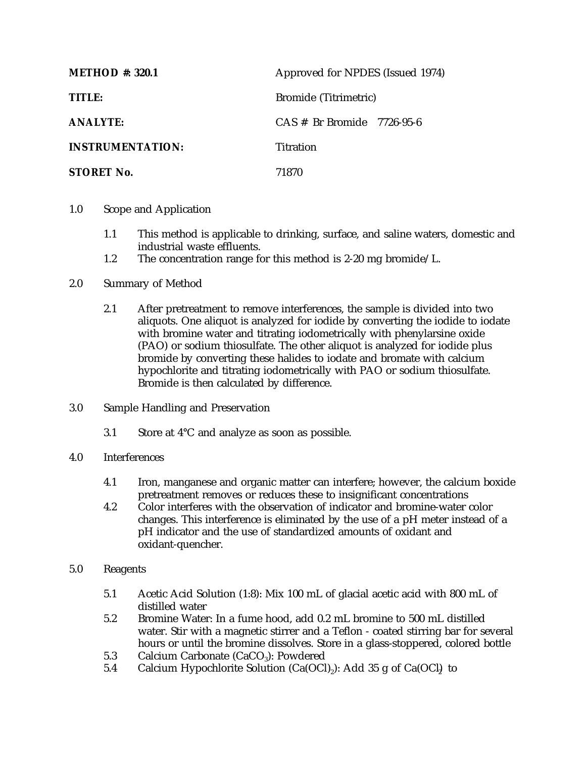| | |
|---|---|
| **METHOD #: 320.1** | Approved for NPDES (Issued 1974) |
| **TITLE:** | Bromide (Titrimetric) |
| **ANALYTE:** | CAS # Br Bromide 7726-95-6 |
| **INSTRUMENTATION:** | Titration |
| **STORET No.** | 71870 |

1.0 Scope and Application

1.1 This method is applicable to drinking, surface, and saline waters, domestic and industrial waste effluents.

1.2 The concentration range for this method is 2-20 mg bromide/L.

2.0 Summary of Method

2.1 After pretreatment to remove interferences, the sample is divided into two aliquots. One aliquot is analyzed for iodide by converting the iodide to iodate with bromine water and titrating iodometrically with phenylarsine oxide (PAO) or sodium thiosulfate. The other aliquot is analyzed for iodide plus bromide by converting these halides to iodate and bromate with calcium hypochlorite and titrating iodometrically with PAO or sodium thiosulfate. Bromide is then calculated by difference.

3.0 Sample Handling and Preservation

3.1 Store at 4°C and analyze as soon as possible.

4.0 Interferences

4.1 Iron, manganese and organic matter can interfere; however, the calcium boxide pretreatment removes or reduces these to insignificant concentrations

4.2 Color interferes with the observation of indicator and bromine-water color changes. This interference is eliminated by the use of a pH meter instead of a pH indicator and the use of standardized amounts of oxidant and oxidant-quencher.

5.0 Reagents

5.1 Acetic Acid Solution (1:8): Mix 100 mL of glacial acetic acid with 800 mL of distilled water

5.2 Bromine Water: In a fume hood, add 0.2 mL bromine to 500 mL distilled water. Stir with a magnetic stirrer and a Teflon - coated stirring bar for several hours or until the bromine dissolves. Store in a glass-stoppered, colored bottle

5.3 Calcium Carbonate ($CaCO_3$): Powdered

5.4 Calcium Hypochlorite Solution ($Ca(OCl)_2$): Add 35 g of $Ca(OCl)_2$ to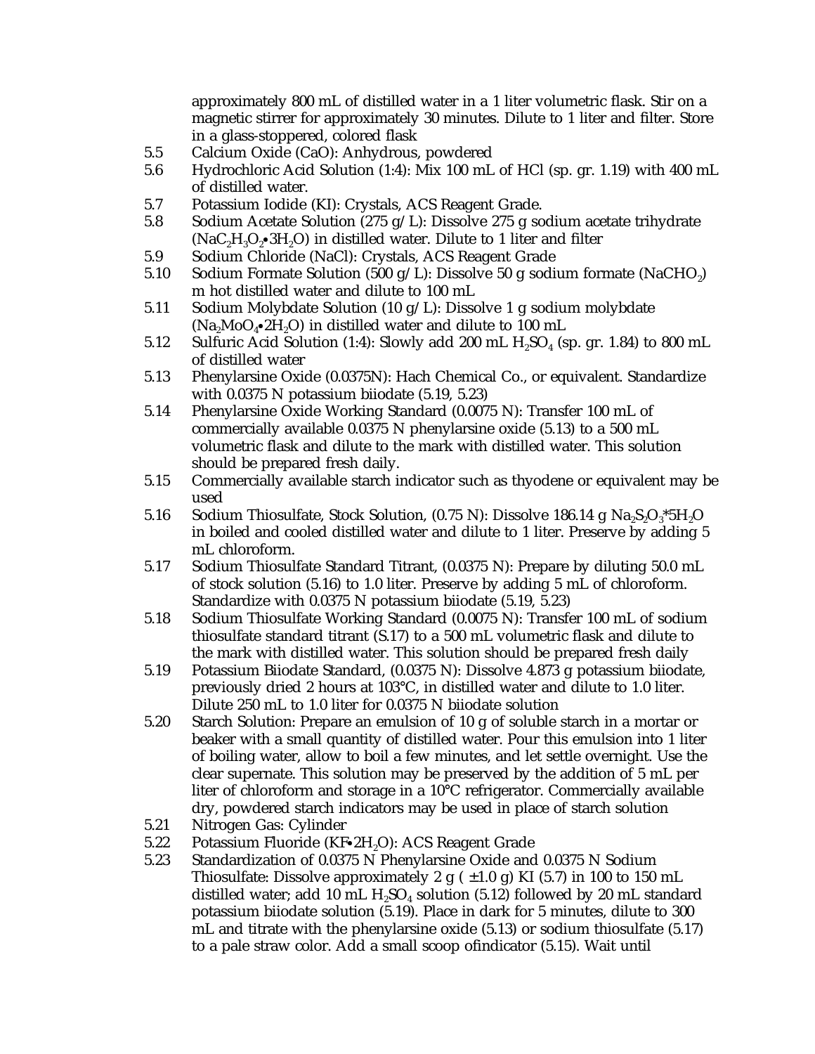approximately 800 mL of distilled water in a 1 liter volumetric flask. Stir on a magnetic stirrer for approximately 30 minutes. Dilute to 1 liter and filter. Store in a glass-stoppered, colored flask

5.5 Calcium Oxide (CaO): Anhydrous, powdered

5.6 Hydrochloric Acid Solution (1:4): Mix 100 mL of HCl (sp. gr. 1.19) with 400 mL of distilled water.

5.7 Potassium Iodide (KI): Crystals, ACS Reagent Grade.

5.8 Sodium Acetate Solution (275 g/L): Dissolve 275 g sodium acetate trihydrate ($NaC_2H_3O_2{\bullet}3H_2O$) in distilled water. Dilute to 1 liter and filter

5.9 Sodium Chloride (NaCl): Crystals, ACS Reagent Grade

5.10 Sodium Formate Solution (500 g/L): Dissolve 50 g sodium formate ($NaCHO_2$) m hot distilled water and dilute to 100 mL

5.11 Sodium Molybdate Solution (10 g/L): Dissolve 1 g sodium molybdate ($Na_2MoO_4{\bullet}2H_2O$) in distilled water and dilute to 100 mL

5.12 Sulfuric Acid Solution (1:4): Slowly add 200 mL $H_2SO_4$ (sp. gr. 1.84) to 800 mL of distilled water

5.13 Phenylarsine Oxide (0.0375N): Hach Chemical Co., or equivalent. Standardize with 0.0375 N potassium biiodate (5.19, 5.23)

5.14 Phenylarsine Oxide Working Standard (0.0075 N): Transfer 100 mL of commercially available 0.0375 N phenylarsine oxide (5.13) to a 500 mL volumetric flask and dilute to the mark with distilled water. This solution should be prepared fresh daily.

5.15 Commercially available starch indicator such as thyodene or equivalent may be used

5.16 Sodium Thiosulfate, Stock Solution, (0.75 N): Dissolve 186.14 g $Na_2S_2O_3$*$5H_2O$ in boiled and cooled distilled water and dilute to 1 liter. Preserve by adding 5 mL chloroform.

5.17 Sodium Thiosulfate Standard Titrant, (0.0375 N): Prepare by diluting 50.0 mL of stock solution (5.16) to 1.0 liter. Preserve by adding 5 mL of chloroform. Standardize with 0.0375 N potassium biiodate (5.19, 5.23)

5.18 Sodium Thiosulfate Working Standard (0.0075 N): Transfer 100 mL of sodium thiosulfate standard titrant (S.17) to a 500 mL volumetric flask and dilute to the mark with distilled water. This solution should be prepared fresh daily

5.19 Potassium Biiodate Standard, (0.0375 N): Dissolve 4.873 g potassium biiodate, previously dried 2 hours at 103°C, in distilled water and dilute to 1.0 liter. Dilute 250 mL to 1.0 liter for 0.0375 N biiodate solution

5.20 Starch Solution: Prepare an emulsion of 10 g of soluble starch in a mortar or beaker with a small quantity of distilled water. Pour this emulsion into 1 liter of boiling water, allow to boil a few minutes, and let settle overnight. Use the clear supernate. This solution may be preserved by the addition of 5 mL per liter of chloroform and storage in a 10°C refrigerator. Commercially available dry, powdered starch indicators may be used in place of starch solution

5.21 Nitrogen Gas: Cylinder

5.22 Potassium Fluoride ($KF{\bullet}2H_2O$): ACS Reagent Grade

5.23 Standardization of 0.0375 N Phenylarsine Oxide and 0.0375 N Sodium Thiosulfate: Dissolve approximately 2 g ( ±1.0 g) KI (5.7) in 100 to 150 mL distilled water; add 10 mL $H_2SO_4$ solution (5.12) followed by 20 mL standard potassium biiodate solution (5.19). Place in dark for 5 minutes, dilute to 300 mL and titrate with the phenylarsine oxide (5.13) or sodium thiosulfate (5.17) to a pale straw color. Add a small scoop ofindicator (5.15). Wait until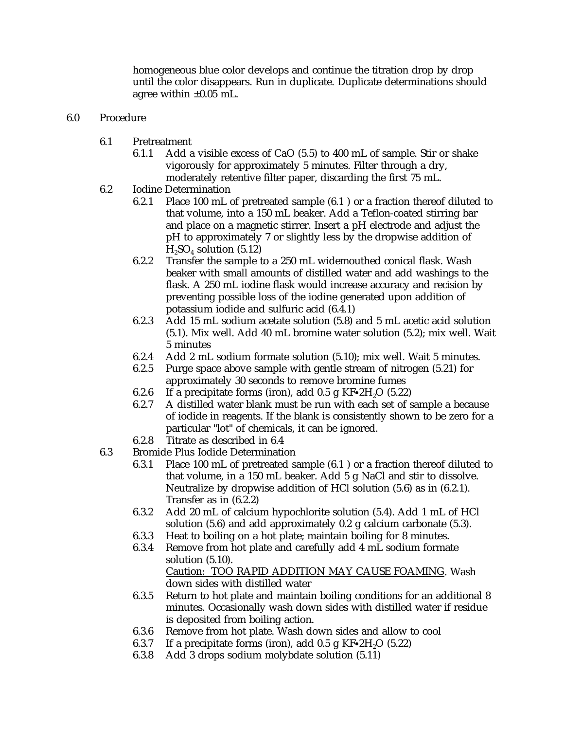homogeneous blue color develops and continue the titration drop by drop until the color disappears. Run in duplicate. Duplicate determinations should agree within ±0.05 mL.

6.0 Procedure

- 6.1 Pretreatment
  - 6.1.1 Add a visible excess of CaO (5.5) to 400 mL of sample. Stir or shake vigorously for approximately 5 minutes. Filter through a dry, moderately retentive filter paper, discarding the first 75 mL.
- 6.2 Iodine Determination
  - 6.2.1 Place 100 mL of pretreated sample (6.1 ) or a fraction thereof diluted to that volume, into a 150 mL beaker. Add a Teflon-coated stirring bar and place on a magnetic stirrer. Insert a pH electrode and adjust the pH to approximately 7 or slightly less by the dropwise addition of $H_2SO_4$ solution (5.12)
  - 6.2.2 Transfer the sample to a 250 mL widemouthed conical flask. Wash beaker with small amounts of distilled water and add washings to the flask. A 250 mL iodine flask would increase accuracy and recision by preventing possible loss of the iodine generated upon addition of potassium iodide and sulfuric acid (6.4.1)
  - 6.2.3 Add 15 mL sodium acetate solution (5.8) and 5 mL acetic acid solution (5.1). Mix well. Add 40 mL bromine water solution (5.2); mix well. Wait 5 minutes
  - 6.2.4 Add 2 mL sodium formate solution (5.10); mix well. Wait 5 minutes.
  - 6.2.5 Purge space above sample with gentle stream of nitrogen (5.21) for approximately 30 seconds to remove bromine fumes
  - 6.2.6 If a precipitate forms (iron), add 0.5 g $KF \bullet 2H_2O$ (5.22)
  - 6.2.7 A distilled water blank must be run with each set of sample a because of iodide in reagents. If the blank is consistently shown to be zero for a particular "lot" of chemicals, it can be ignored.
  - 6.2.8 Titrate as described in 6.4
- 6.3 Bromide Plus Iodide Determination
  - 6.3.1 Place 100 mL of pretreated sample (6.1 ) or a fraction thereof diluted to that volume, in a 150 mL beaker. Add 5 g NaCl and stir to dissolve. Neutralize by dropwise addition of HCl solution (5.6) as in (6.2.1). Transfer as in (6.2.2)
  - 6.3.2 Add 20 mL of calcium hypochlorite solution (5.4). Add 1 mL of HCl solution (5.6) and add approximately 0.2 g calcium carbonate (5.3).
  - 6.3.3 Heat to boiling on a hot plate; maintain boiling for 8 minutes.
  - 6.3.4 Remove from hot plate and carefully add 4 mL sodium formate solution (5.10).
    Caution: TOO RAPID ADDITION MAY CAUSE FOAMING. Wash down sides with distilled water
  - 6.3.5 Return to hot plate and maintain boiling conditions for an additional 8 minutes. Occasionally wash down sides with distilled water if residue is deposited from boiling action.
  - 6.3.6 Remove from hot plate. Wash down sides and allow to cool
  - 6.3.7 If a precipitate forms (iron), add 0.5 g $KF \bullet 2H_2O$ (5.22)
  - 6.3.8 Add 3 drops sodium molybdate solution (5.11)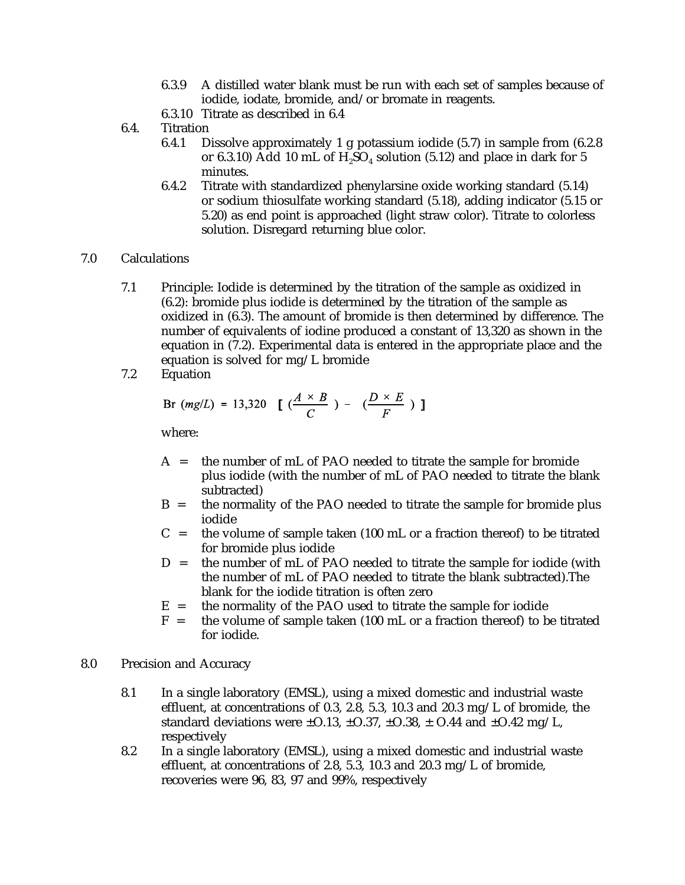6.3.9 A distilled water blank must be run with each set of samples because of iodide, iodate, bromide, and/or bromate in reagents.

6.3.10 Titrate as described in 6.4

6.4. Titration

6.4.1 Dissolve approximately 1 g potassium iodide (5.7) in sample from (6.2.8 or 6.3.10) Add 10 mL of $H_2SO_4$ solution (5.12) and place in dark for 5 minutes.

6.4.2 Titrate with standardized phenylarsine oxide working standard (5.14) or sodium thiosulfate working standard (5.18), adding indicator (5.15 or 5.20) as end point is approached (light straw color). Titrate to colorless solution. Disregard returning blue color.

## 7.0 Calculations

7.1 Principle: Iodide is determined by the titration of the sample as oxidized in (6.2): bromide plus iodide is determined by the titration of the sample as oxidized in (6.3). The amount of bromide is then determined by difference. The number of equivalents of iodine produced a constant of 13,320 as shown in the equation in (7.2). Experimental data is entered in the appropriate place and the equation is solved for mg/L bromide

7.2 Equation

$$\text{Br}\ (mg/L) = 13{,}320 \left[ \left(\frac{A \times B}{C}\right) - \left(\frac{D \times E}{F}\right) \right]$$

where:

A = the number of mL of PAO needed to titrate the sample for bromide plus iodide (with the number of mL of PAO needed to titrate the blank subtracted)

B = the normality of the PAO needed to titrate the sample for bromide plus iodide

C = the volume of sample taken (100 mL or a fraction thereof) to be titrated for bromide plus iodide

D = the number of mL of PAO needed to titrate the sample for iodide (with the number of mL of PAO needed to titrate the blank subtracted).The blank for the iodide titration is often zero

E = the normality of the PAO used to titrate the sample for iodide

F = the volume of sample taken (100 mL or a fraction thereof) to be titrated for iodide.

## 8.0 Precision and Accuracy

8.1 In a single laboratory (EMSL), using a mixed domestic and industrial waste effluent, at concentrations of 0.3, 2.8, 5.3, 10.3 and 20.3 mg/L of bromide, the standard deviations were ±O.13, ±O.37, ±O.38, ± O.44 and ±O.42 mg/L, respectively

8.2 In a single laboratory (EMSL), using a mixed domestic and industrial waste effluent, at concentrations of 2.8, 5.3, 10.3 and 20.3 mg/L of bromide, recoveries were 96, 83, 97 and 99%, respectively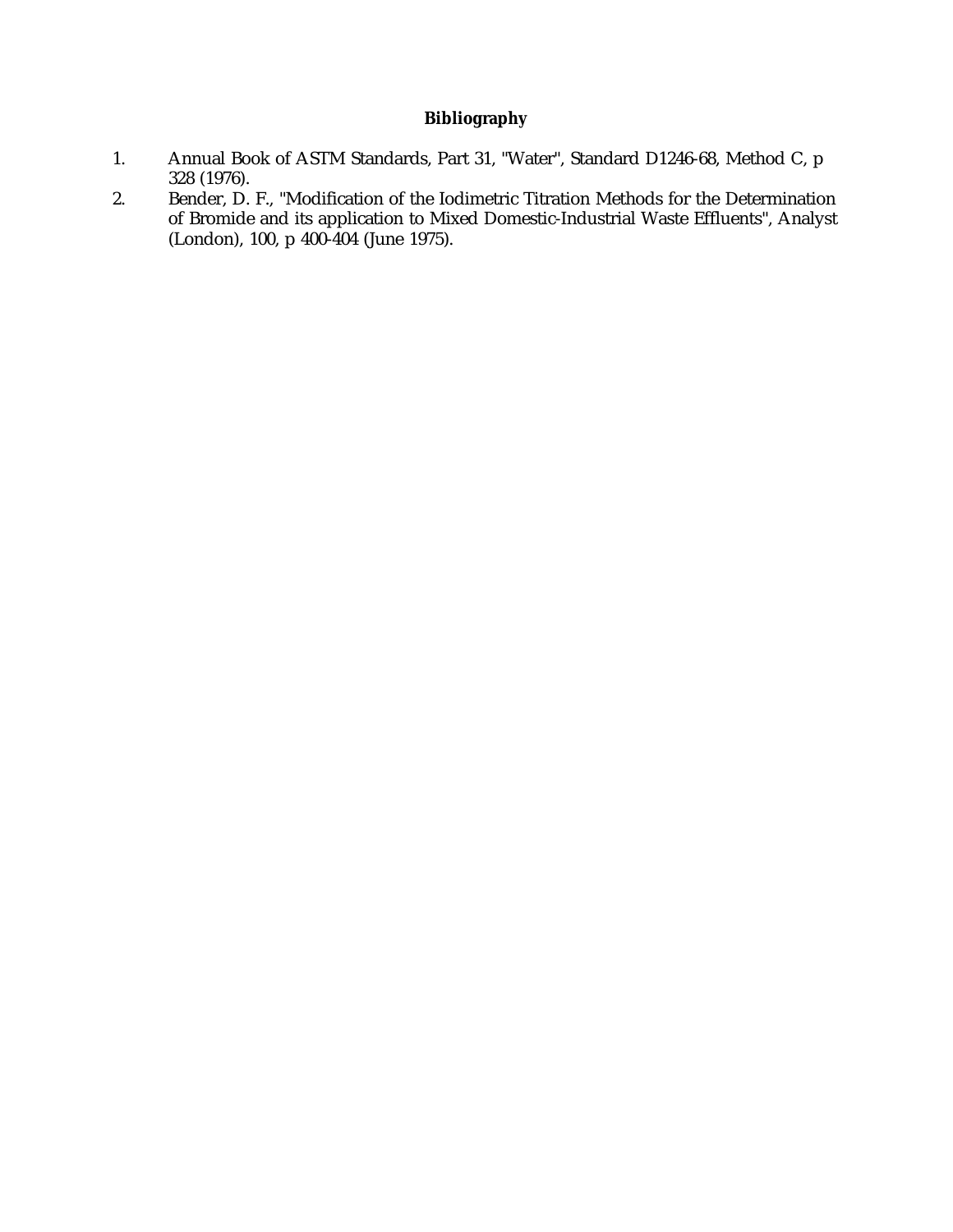# Bibliography

1. Annual Book of ASTM Standards, Part 31, "Water", Standard D1246-68, Method C, p 328 (1976).
2. Bender, D. F., "Modification of the Iodimetric Titration Methods for the Determination of Bromide and its application to Mixed Domestic-Industrial Waste Effluents", Analyst (London), 100, p 400-404 (June 1975).